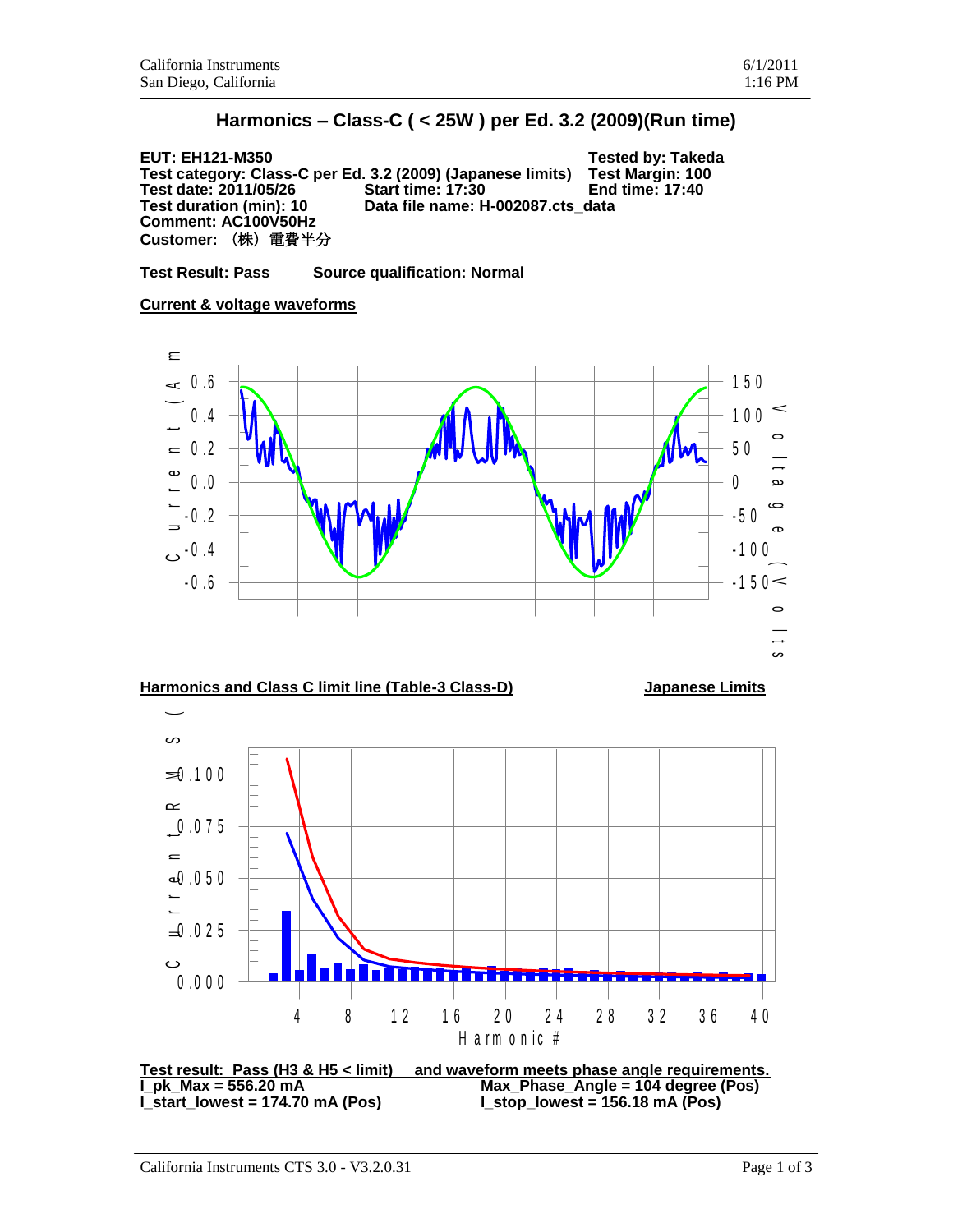## Harmonics – Class-C ( < 25W ) per Ed. 3.2 (2009)(Run time)

**EUT: EH121-M350** | **Tested by: Takeda**
**Test category: Class-C per Ed. 3.2 (2009) (Japanese limits)** | **Test Margin: 100**
**Test date: 2011/05/26** | **Start time: 17:30** | **End time: 17:40**
**Test duration (min): 10** | **Data file name: H-002087.cts_data**
**Comment: AC100V50Hz**
**Customer: （株）電費半分**

**Test Result: Pass**  **Source qualification: Normal**

**Current & voltage waveforms**

**Harmonics and Class C limit line (Table-3 Class-D)**  **Japanese Limits**

**Test result: Pass (H3 & H5 < limit) and waveform meets phase angle requirements.**

**I_pk_Max = 556.20 mA** | **Max_Phase_Angle = 104 degree (Pos)**
**I_start_lowest = 174.70 mA (Pos)** | **I_stop_lowest = 156.18 mA (Pos)**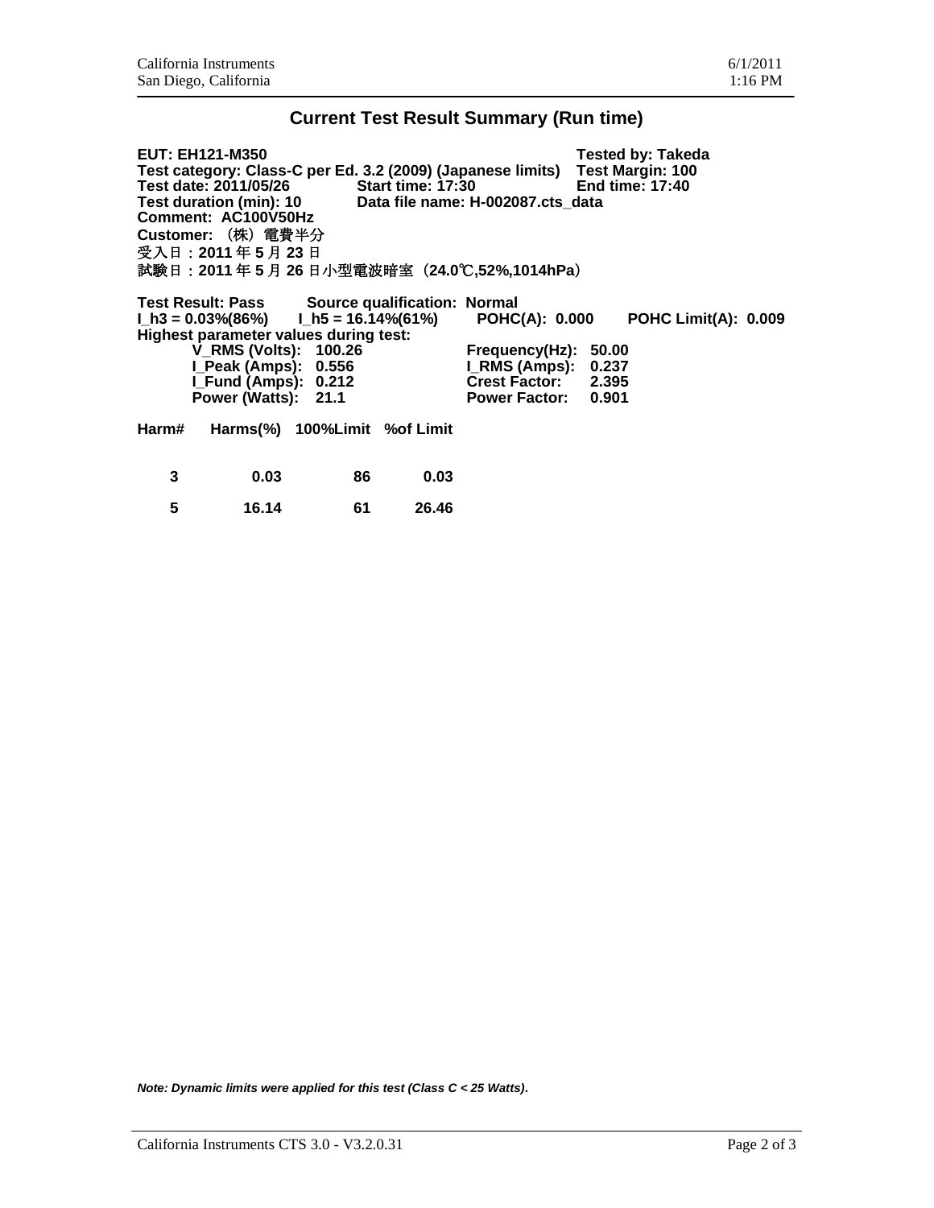## Current Test Result Summary (Run time)

**EUT: EH121-M350** **Tested by: Takeda**
**Test category: Class-C per Ed. 3.2 (2009) (Japanese limits)** **Test Margin: 100**
**Test date: 2011/05/26** **Start time: 17:30** **End time: 17:40**
**Test duration (min): 10** **Data file name: H-002087.cts_data**
**Comment: AC100V50Hz**
**Customer: （株）電費半分**
**受入日：2011 年 5 月 23 日**
**試験日：2011 年 5 月 26 日小型電波暗室（24.0℃,52%,1014hPa）**

**Test Result: Pass** **Source qualification: Normal**
**I_h3 = 0.03%(86%)** **I_h5 = 16.14%(61%)** **POHC(A): 0.000** **POHC Limit(A): 0.009**
**Highest parameter values during test:**

| | | | |
|---|---|---|---|
| **V_RMS (Volts):** | **100.26** | **Frequency(Hz):** | **50.00** |
| **I_Peak (Amps):** | **0.556** | **I_RMS (Amps):** | **0.237** |
| **I_Fund (Amps):** | **0.212** | **Crest Factor:** | **2.395** |
| **Power (Watts):** | **21.1** | **Power Factor:** | **0.901** |

| Harm# | Harms(%) | 100%Limit | %of Limit |
|---|---|---|---|
| 3 | 0.03 | 86 | 0.03 |
| 5 | 16.14 | 61 | 26.46 |

***Note: Dynamic limits were applied for this test (Class C < 25 Watts).***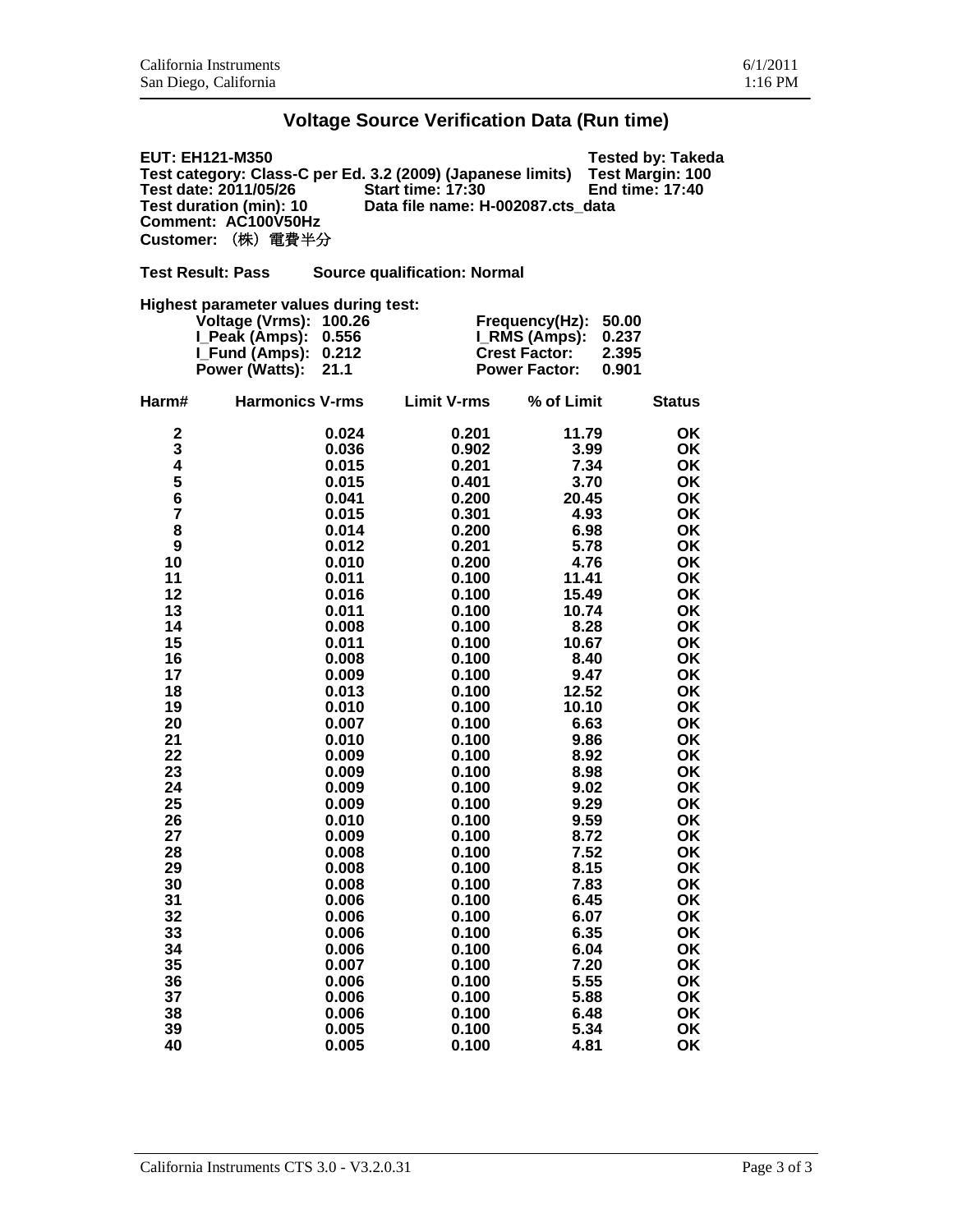# Voltage Source Verification Data (Run time)

**EUT: EH121-M350** **Tested by: Takeda**
**Test category: Class-C per Ed. 3.2 (2009) (Japanese limits)** **Test Margin: 100**
**Test date: 2011/05/26** **Start time: 17:30** **End time: 17:40**
**Test duration (min): 10** **Data file name: H-002087.cts_data**
**Comment: AC100V50Hz**
**Customer: （株）電費半分**

**Test Result: Pass** **Source qualification: Normal**

**Highest parameter values during test:**

| | | | |
|---|---|---|---|
| Voltage (Vrms): | 100.26 | Frequency(Hz): | 50.00 |
| I_Peak (Amps): | 0.556 | I_RMS (Amps): | 0.237 |
| I_Fund (Amps): | 0.212 | Crest Factor: | 2.395 |
| Power (Watts): | 21.1 | Power Factor: | 0.901 |

| Harm# | Harmonics V-rms | Limit V-rms | % of Limit | Status |
|---|---|---|---|---|
| 2 | 0.024 | 0.201 | 11.79 | OK |
| 3 | 0.036 | 0.902 | 3.99 | OK |
| 4 | 0.015 | 0.201 | 7.34 | OK |
| 5 | 0.015 | 0.401 | 3.70 | OK |
| 6 | 0.041 | 0.200 | 20.45 | OK |
| 7 | 0.015 | 0.301 | 4.93 | OK |
| 8 | 0.014 | 0.200 | 6.98 | OK |
| 9 | 0.012 | 0.201 | 5.78 | OK |
| 10 | 0.010 | 0.200 | 4.76 | OK |
| 11 | 0.011 | 0.100 | 11.41 | OK |
| 12 | 0.016 | 0.100 | 15.49 | OK |
| 13 | 0.011 | 0.100 | 10.74 | OK |
| 14 | 0.008 | 0.100 | 8.28 | OK |
| 15 | 0.011 | 0.100 | 10.67 | OK |
| 16 | 0.008 | 0.100 | 8.40 | OK |
| 17 | 0.009 | 0.100 | 9.47 | OK |
| 18 | 0.013 | 0.100 | 12.52 | OK |
| 19 | 0.010 | 0.100 | 10.10 | OK |
| 20 | 0.007 | 0.100 | 6.63 | OK |
| 21 | 0.010 | 0.100 | 9.86 | OK |
| 22 | 0.009 | 0.100 | 8.92 | OK |
| 23 | 0.009 | 0.100 | 8.98 | OK |
| 24 | 0.009 | 0.100 | 9.02 | OK |
| 25 | 0.009 | 0.100 | 9.29 | OK |
| 26 | 0.010 | 0.100 | 9.59 | OK |
| 27 | 0.009 | 0.100 | 8.72 | OK |
| 28 | 0.008 | 0.100 | 7.52 | OK |
| 29 | 0.008 | 0.100 | 8.15 | OK |
| 30 | 0.008 | 0.100 | 7.83 | OK |
| 31 | 0.006 | 0.100 | 6.45 | OK |
| 32 | 0.006 | 0.100 | 6.07 | OK |
| 33 | 0.006 | 0.100 | 6.35 | OK |
| 34 | 0.006 | 0.100 | 6.04 | OK |
| 35 | 0.007 | 0.100 | 7.20 | OK |
| 36 | 0.006 | 0.100 | 5.55 | OK |
| 37 | 0.006 | 0.100 | 5.88 | OK |
| 38 | 0.006 | 0.100 | 6.48 | OK |
| 39 | 0.005 | 0.100 | 5.34 | OK |
| 40 | 0.005 | 0.100 | 4.81 | OK |